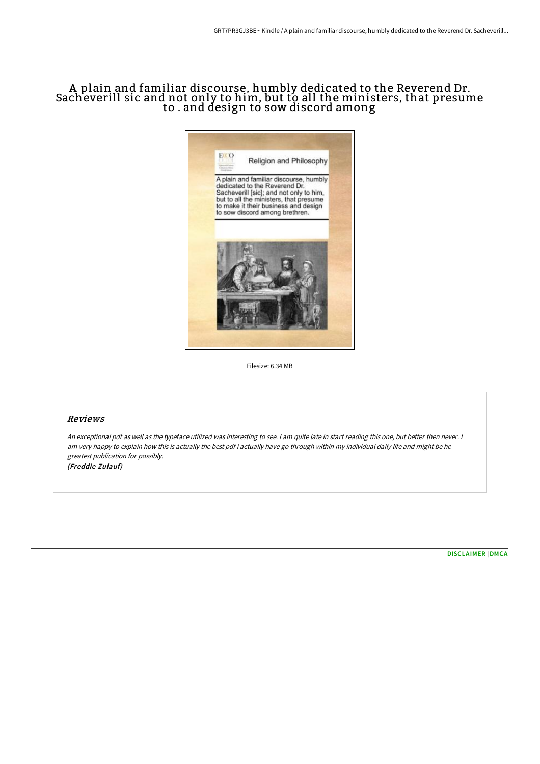# A plain and familiar discourse, humbly dedicated to the Reverend Dr. Sacheverill sic and not only to him, but to all the ministers, that presume to . and design to sow discord among

Filesize: 6.34 MB

## Reviews

*An exceptional pdf as well as the typeface utilized was interesting to see. I am quite late in start reading this one, but better then never. I am very happy to explain how this is actually the best pdf i actually have go through within my individual daily life and might be he greatest publication for possibly.*
*(Freddie Zulauf)*

DISCLAIMER | DMCA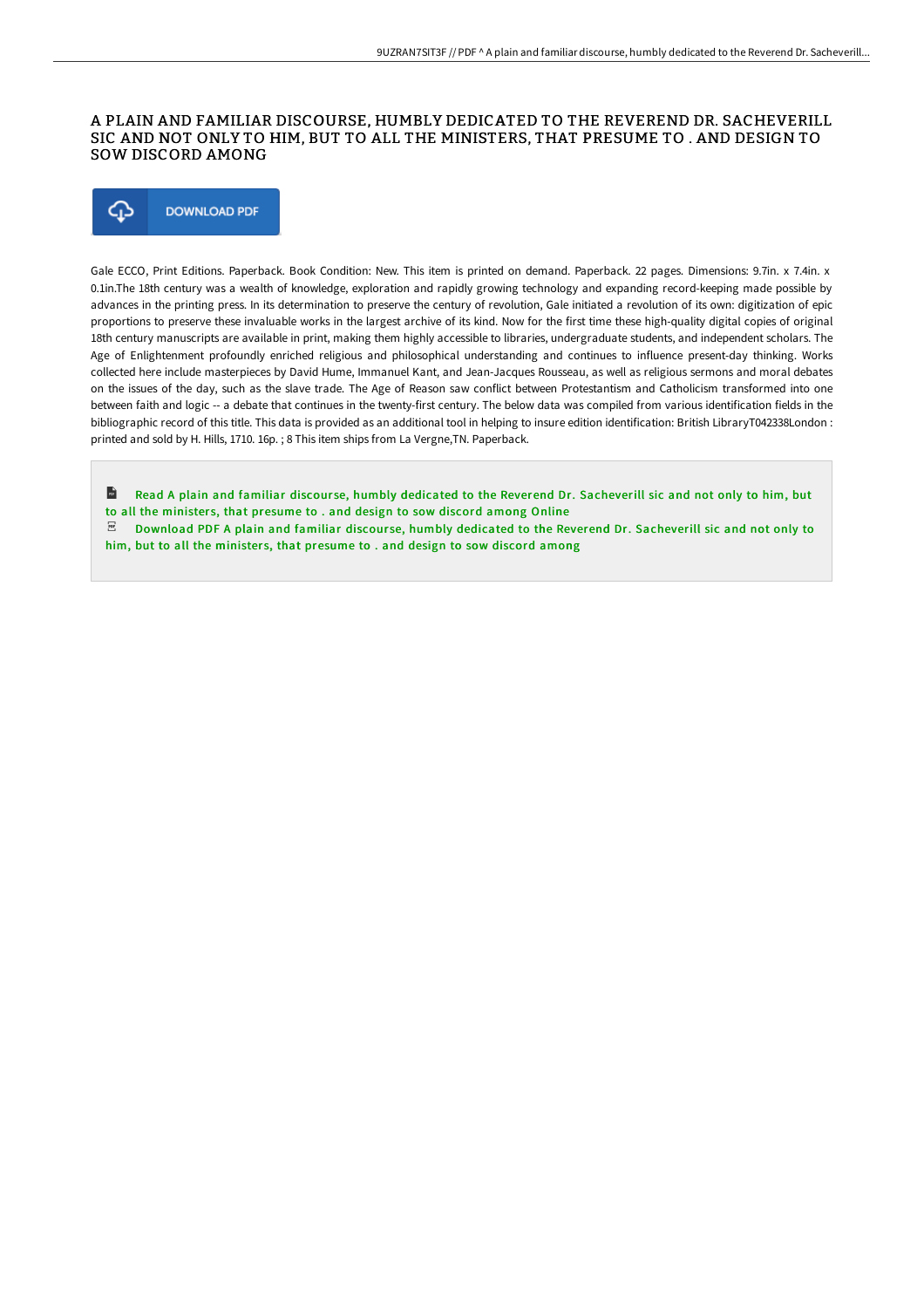# A PLAIN AND FAMILIAR DISCOURSE, HUMBLY DEDICATED TO THE REVEREND DR. SACHEVERILL SIC AND NOT ONLY TO HIM, BUT TO ALL THE MINISTERS, THAT PRESUME TO . AND DESIGN TO SOW DISCORD AMONG

DOWNLOAD PDF

Gale ECCO, Print Editions. Paperback. Book Condition: New. This item is printed on demand. Paperback. 22 pages. Dimensions: 9.7in. x 7.4in. x 0.1in.The 18th century was a wealth of knowledge, exploration and rapidly growing technology and expanding record-keeping made possible by advances in the printing press. In its determination to preserve the century of revolution, Gale initiated a revolution of its own: digitization of epic proportions to preserve these invaluable works in the largest archive of its kind. Now for the first time these high-quality digital copies of original 18th century manuscripts are available in print, making them highly accessible to libraries, undergraduate students, and independent scholars. The Age of Enlightenment profoundly enriched religious and philosophical understanding and continues to influence present-day thinking. Works collected here include masterpieces by David Hume, Immanuel Kant, and Jean-Jacques Rousseau, as well as religious sermons and moral debates on the issues of the day, such as the slave trade. The Age of Reason saw conflict between Protestantism and Catholicism transformed into one between faith and logic -- a debate that continues in the twenty-first century. The below data was compiled from various identification fields in the bibliographic record of this title. This data is provided as an additional tool in helping to insure edition identification: British LibraryT042338London : printed and sold by H. Hills, 1710. 16p. ; 8 This item ships from La Vergne,TN. Paperback.

Read A plain and familiar discourse, humbly dedicated to the Reverend Dr. Sacheverill sic and not only to him, but to all the ministers, that presume to . and design to sow discord among Online

Download PDF A plain and familiar discourse, humbly dedicated to the Reverend Dr. Sacheverill sic and not only to him, but to all the ministers, that presume to . and design to sow discord among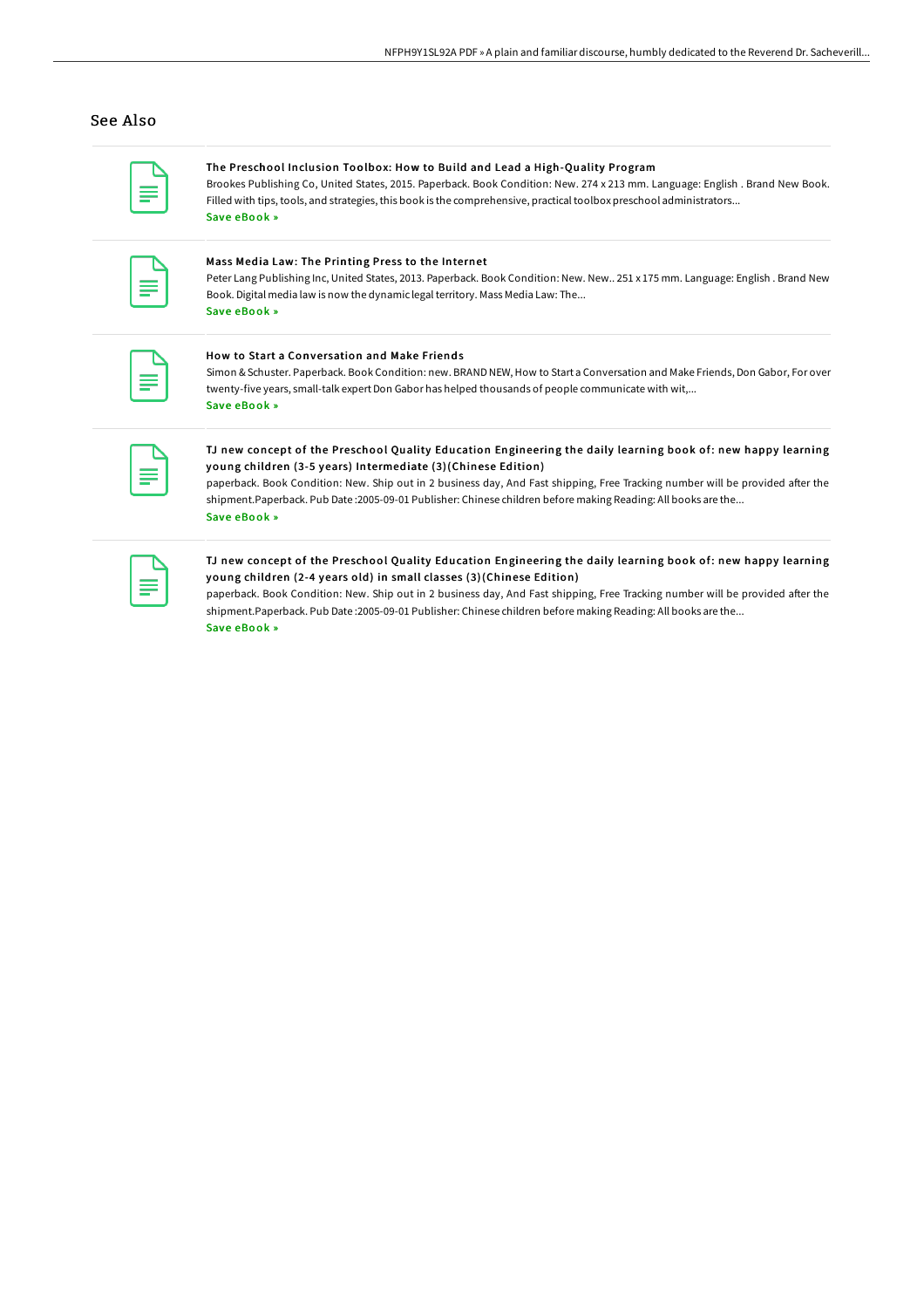## See Also

### The Preschool Inclusion Toolbox: How to Build and Lead a High-Quality Program

Brookes Publishing Co, United States, 2015. Paperback. Book Condition: New. 274 x 213 mm. Language: English . Brand New Book. Filled with tips, tools, and strategies, this book is the comprehensive, practical toolbox preschool administrators...

Save eBook »

### Mass Media Law: The Printing Press to the Internet

Peter Lang Publishing Inc, United States, 2013. Paperback. Book Condition: New. New.. 251 x 175 mm. Language: English . Brand New Book. Digital media law is now the dynamic legal territory. Mass Media Law: The...

Save eBook »

### How to Start a Conversation and Make Friends

Simon & Schuster. Paperback. Book Condition: new. BRAND NEW, How to Start a Conversation and Make Friends, Don Gabor, For over twenty-five years, small-talk expert Don Gabor has helped thousands of people communicate with wit,...

Save eBook »

### TJ new concept of the Preschool Quality Education Engineering the daily learning book of: new happy learning young children (3-5 years) Intermediate (3)(Chinese Edition)

paperback. Book Condition: New. Ship out in 2 business day, And Fast shipping, Free Tracking number will be provided after the shipment.Paperback. Pub Date :2005-09-01 Publisher: Chinese children before making Reading: All books are the...

Save eBook »

### TJ new concept of the Preschool Quality Education Engineering the daily learning book of: new happy learning young children (2-4 years old) in small classes (3)(Chinese Edition)

paperback. Book Condition: New. Ship out in 2 business day, And Fast shipping, Free Tracking number will be provided after the shipment.Paperback. Pub Date :2005-09-01 Publisher: Chinese children before making Reading: All books are the...

Save eBook »